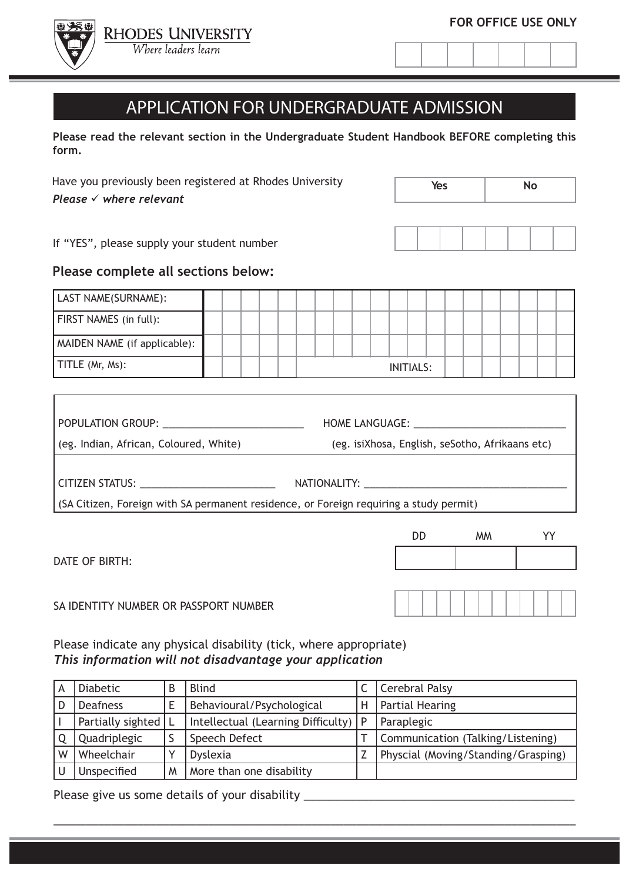RHODES UNIVERSITY
*Where leaders learn*

**FOR OFFICE USE ONLY**

# APPLICATION FOR UNDERGRADUATE ADMISSION

**Please read the relevant section in the Undergraduate Student Handbook BEFORE completing this form.**

Have you previously been registered at Rhodes University
***Please ✓ where relevant***

| Yes | No |
|---|---|
| | |

If "YES", please supply your student number

**Please complete all sections below:**

| | |
|---|---|
| LAST NAME(SURNAME): | |
| FIRST NAMES (in full): | |
| MAIDEN NAME (if applicable): | |
| TITLE (Mr, Ms): | INITIALS: |

POPULATION GROUP: ______________________ HOME LANGUAGE: ______________________
(eg. Indian, African, Coloured, White) (eg. isiXhosa, English, seSotho, Afrikaans etc)

CITIZEN STATUS: ______________________ NATIONALITY: ______________________
(SA Citizen, Foreign with SA permanent residence, or Foreign requiring a study permit)

DATE OF BIRTH:

| DD | MM | YY |
|---|---|---|
| | | |

SA IDENTITY NUMBER OR PASSPORT NUMBER

Please indicate any physical disability (tick, where appropriate)
***This information will not disadvantage your application***

| | | | | | |
|---|---|---|---|---|---|
| A | Diabetic | B | Blind | C | Cerebral Palsy |
| D | Deafness | E | Behavioural/Psychological | H | Partial Hearing |
| I | Partially sighted | L | Intellectual (Learning Difficulty) | P | Paraplegic |
| Q | Quadriplegic | S | Speech Defect | T | Communication (Talking/Listening) |
| W | Wheelchair | Y | Dyslexia | Z | Physcial (Moving/Standing/Grasping) |
| U | Unspecified | M | More than one disability | | |

Please give us some details of your disability ______________________________________________

______________________________________________________________________________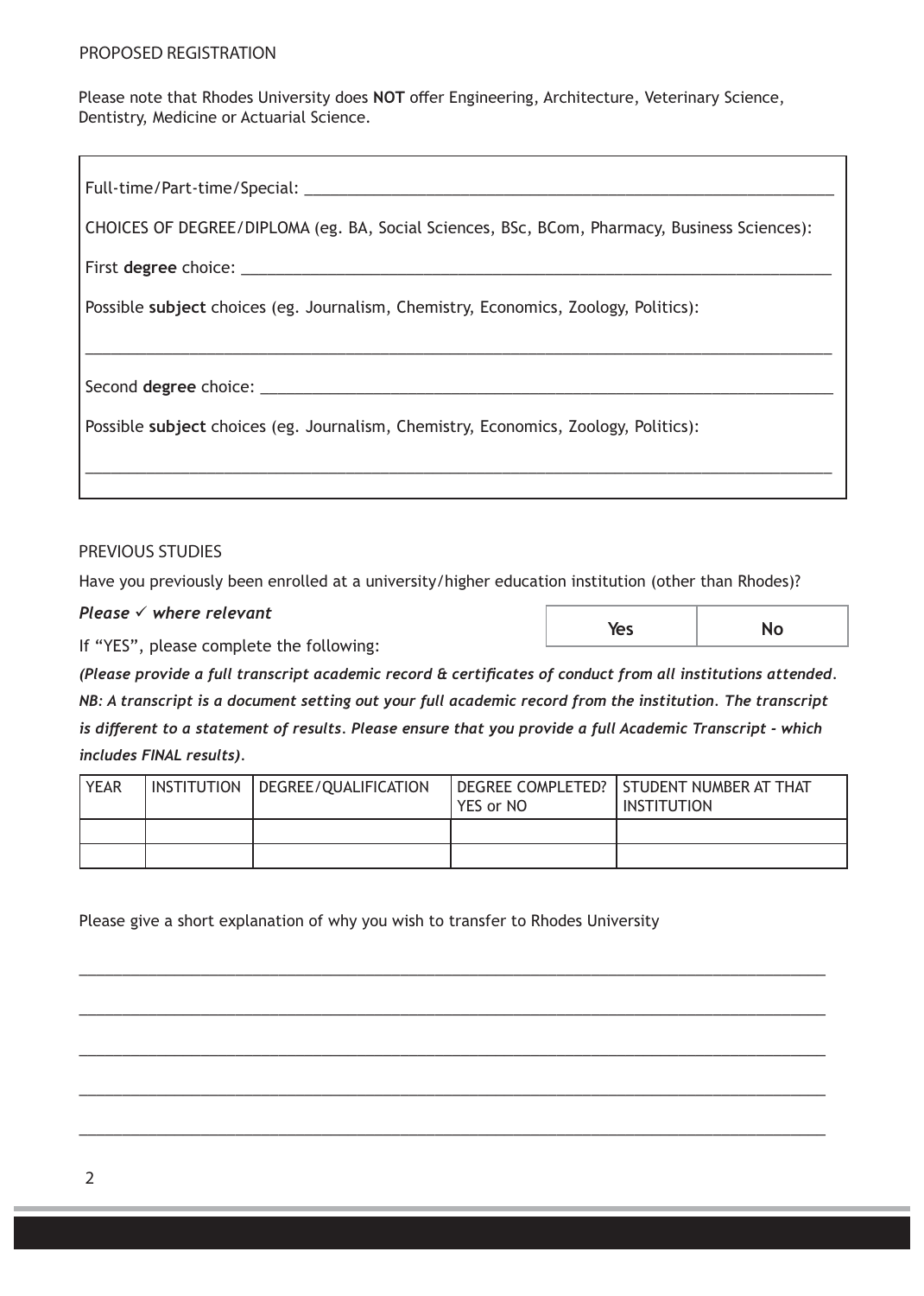## PROPOSED REGISTRATION

Please note that Rhodes University does **NOT** offer Engineering, Architecture, Veterinary Science, Dentistry, Medicine or Actuarial Science.

Full-time/Part-time/Special: ___________________________________________

CHOICES OF DEGREE/DIPLOMA (eg. BA, Social Sciences, BSc, BCom, Pharmacy, Business Sciences):

First **degree** choice: ___________________________________________

Possible **subject** choices (eg. Journalism, Chemistry, Economics, Zoology, Politics):

___________________________________________

Second **degree** choice: ___________________________________________

Possible **subject** choices (eg. Journalism, Chemistry, Economics, Zoology, Politics):

___________________________________________

## PREVIOUS STUDIES

Have you previously been enrolled at a university/higher education institution (other than Rhodes)?

***Please ✓ where relevant***

| Yes | No |
|---|---|
| | |

If "YES", please complete the following:

***(Please provide a full transcript academic record & certificates of conduct from all institutions attended. NB: A transcript is a document setting out your full academic record from the institution. The transcript is different to a statement of results. Please ensure that you provide a full Academic Transcript - which includes FINAL results).***

| YEAR | INSTITUTION | DEGREE/QUALIFICATION | DEGREE COMPLETED? YES or NO | STUDENT NUMBER AT THAT INSTITUTION |
|---|---|---|---|---|
| | | | | |
| | | | | |

Please give a short explanation of why you wish to transfer to Rhodes University

___________________________________________

___________________________________________

___________________________________________

___________________________________________

___________________________________________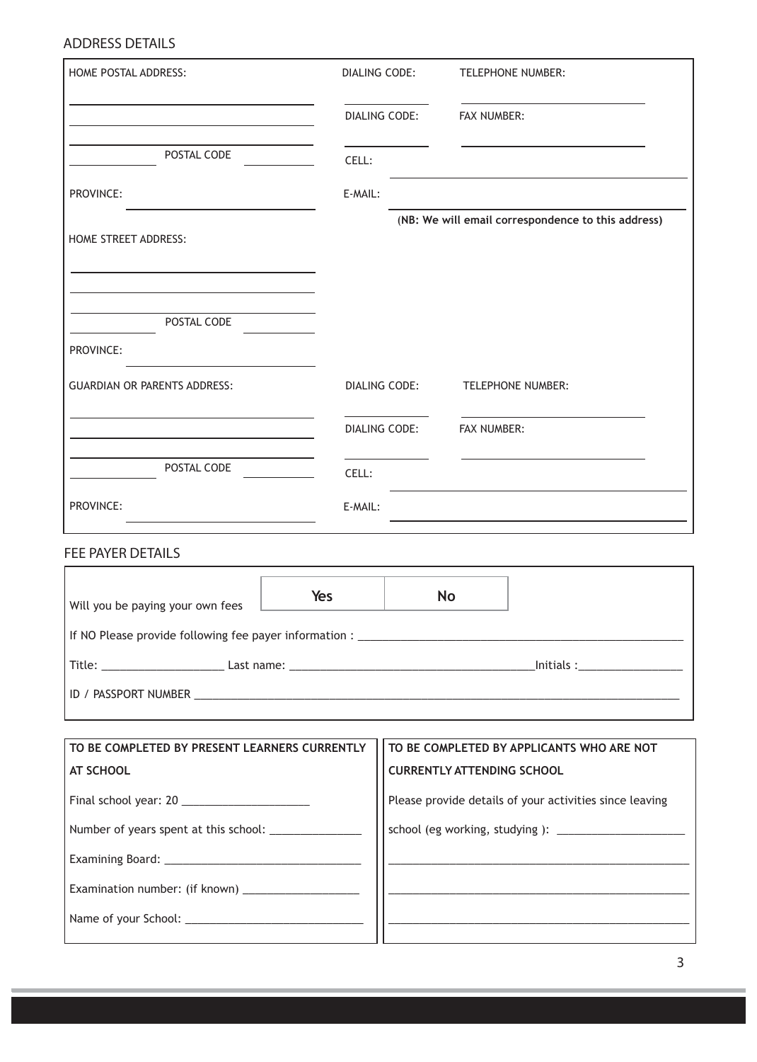## ADDRESS DETAILS

HOME POSTAL ADDRESS:

______________________________

______________________________

______________ POSTAL CODE ______________

PROVINCE: ______________________________

DIALING CODE: ______________ TELEPHONE NUMBER: ______________________________

DIALING CODE: ______________ FAX NUMBER: ______________________________

CELL: ______________________________

E-MAIL: ______________________________

**(NB: We will email correspondence to this address)**

HOME STREET ADDRESS:

______________________________

______________________________

______________ POSTAL CODE ______________

PROVINCE: ______________________________

GUARDIAN OR PARENTS ADDRESS:

______________________________

______________________________

______________ POSTAL CODE ______________

PROVINCE: ______________________________

DIALING CODE: ______________ TELEPHONE NUMBER: ______________________________

DIALING CODE: ______________ FAX NUMBER: ______________________________

CELL: ______________________________

E-MAIL: ______________________________

## FEE PAYER DETAILS

| Will you be paying your own fees | **Yes** | **No** |
|---|---|---|

If NO Please provide following fee payer information : ______________________________

Title: ____________________ Last name: ________________________________________ Initials :_________________

ID / PASSPORT NUMBER ________________________________________________________________________________

| TO BE COMPLETED BY PRESENT LEARNERS CURRENTLY AT SCHOOL | TO BE COMPLETED BY APPLICANTS WHO ARE NOT CURRENTLY ATTENDING SCHOOL |
|---|---|
| Final school year: 20 _____________________ | Please provide details of your activities since leaving |
| Number of years spent at this school: _______________ | school (eg working, studying ): _____________________ |
| Examining Board: _______________________________ | _________________________________________________ |
| Examination number: (if known) ___________________ | _________________________________________________ |
| Name of your School: ____________________________ | _________________________________________________ |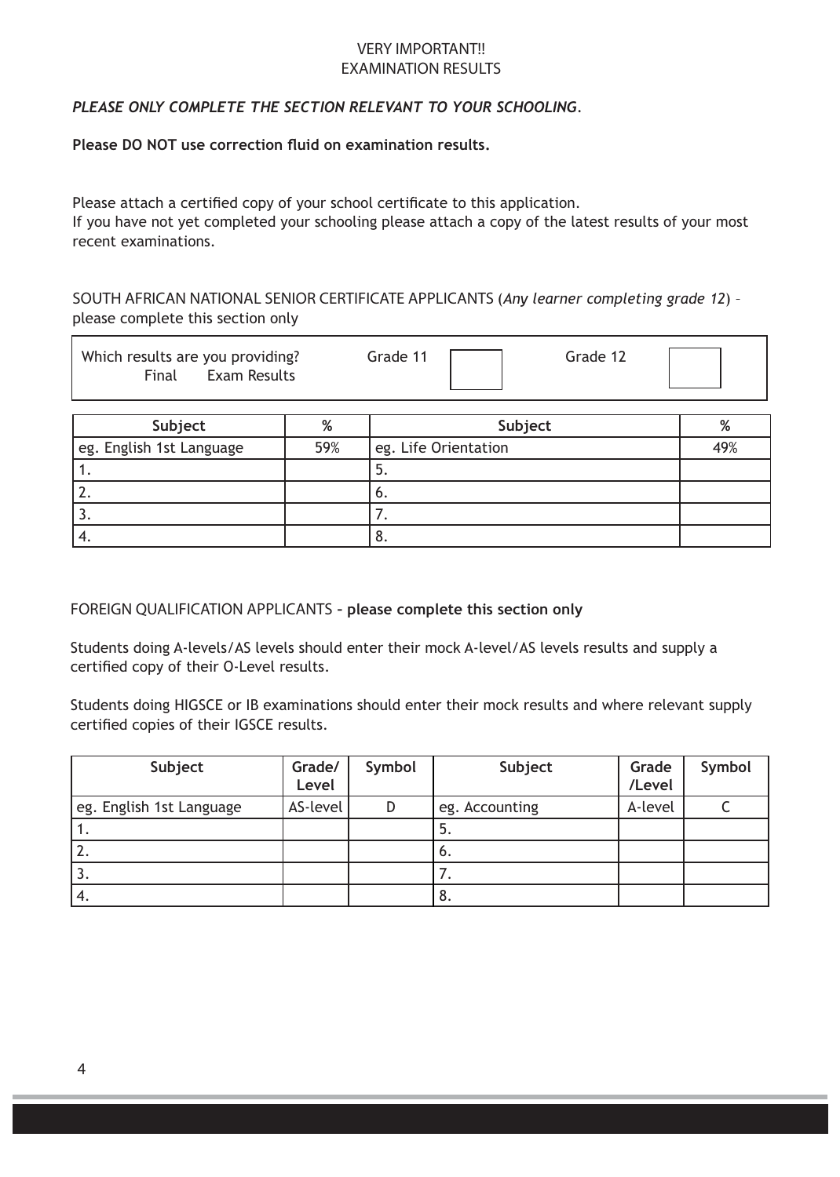VERY IMPORTANT!!
EXAMINATION RESULTS

***PLEASE ONLY COMPLETE THE SECTION RELEVANT TO YOUR SCHOOLING.***

**Please DO NOT use correction fluid on examination results.**

Please attach a certified copy of your school certificate to this application.
If you have not yet completed your schooling please attach a copy of the latest results of your most recent examinations.

SOUTH AFRICAN NATIONAL SENIOR CERTIFICATE APPLICANTS (*Any learner completing grade 12*) – please complete this section only

| Which results are you providing? Final Exam Results | Grade 11 | | Grade 12 | |
|---|---|---|---|---|

| Subject | % | Subject | % |
|---|---|---|---|
| eg. English 1st Language | 59% | eg. Life Orientation | 49% |
| 1. | | 5. | |
| 2. | | 6. | |
| 3. | | 7. | |
| 4. | | 8. | |

FOREIGN QUALIFICATION APPLICANTS **– please complete this section only**

Students doing A-levels/AS levels should enter their mock A-level/AS levels results and supply a certified copy of their O-Level results.

Students doing HIGSCE or IB examinations should enter their mock results and where relevant supply certified copies of their IGSCE results.

| Subject | Grade/ Level | Symbol | Subject | Grade /Level | Symbol |
|---|---|---|---|---|---|
| eg. English 1st Language | AS-level | D | eg. Accounting | A-level | C |
| 1. | | | 5. | | |
| 2. | | | 6. | | |
| 3. | | | 7. | | |
| 4. | | | 8. | | |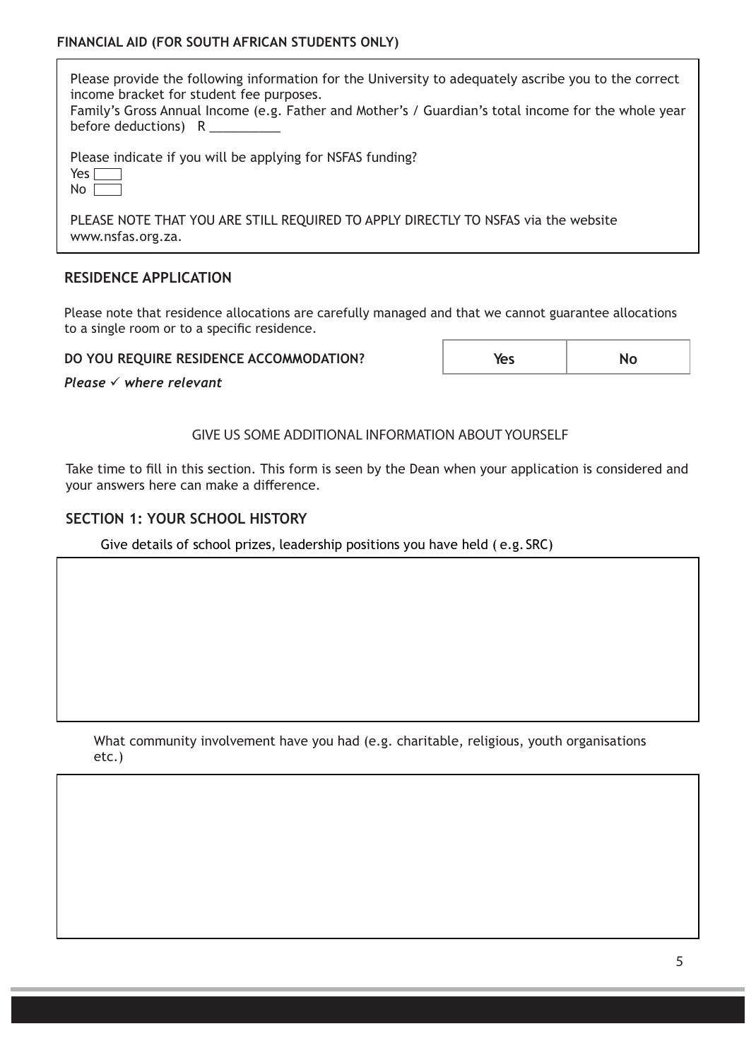## FINANCIAL AID (FOR SOUTH AFRICAN STUDENTS ONLY)

Please provide the following information for the University to adequately ascribe you to the correct income bracket for student fee purposes.
Family's Gross Annual Income (e.g. Father and Mother's / Guardian's total income for the whole year before deductions) R __________

Please indicate if you will be applying for NSFAS funding?
Yes ☐
No ☐

PLEASE NOTE THAT YOU ARE STILL REQUIRED TO APPLY DIRECTLY TO NSFAS via the website www.nsfas.org.za.

## RESIDENCE APPLICATION

Please note that residence allocations are carefully managed and that we cannot guarantee allocations to a single room or to a specific residence.

| **DO YOU REQUIRE RESIDENCE ACCOMMODATION?** | **Yes** | **No** |
|---|---|---|

***Please ✓ where relevant***

GIVE US SOME ADDITIONAL INFORMATION ABOUT YOURSELF

Take time to fill in this section. This form is seen by the Dean when your application is considered and your answers here can make a difference.

## SECTION 1: YOUR SCHOOL HISTORY

Give details of school prizes, leadership positions you have held ( e.g. SRC)

What community involvement have you had (e.g. charitable, religious, youth organisations etc.)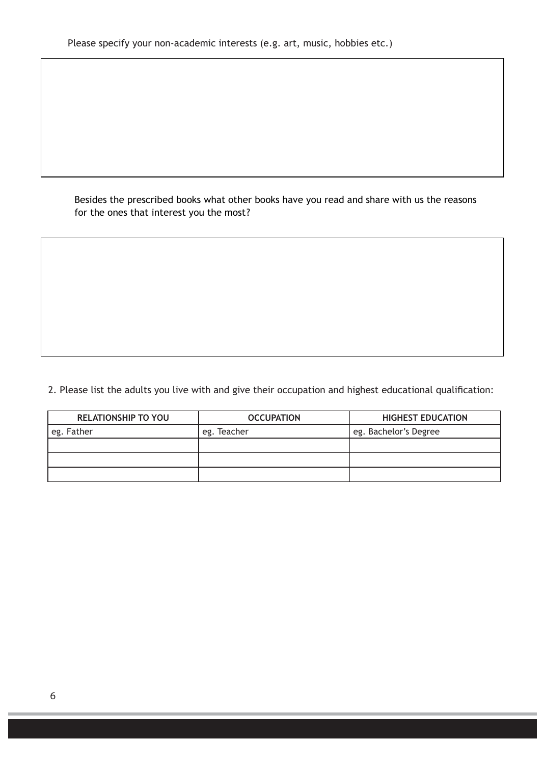Please specify your non-academic interests (e.g. art, music, hobbies etc.)

Besides the prescribed books what other books have you read and share with us the reasons for the ones that interest you the most?

2. Please list the adults you live with and give their occupation and highest educational qualification:

| RELATIONSHIP TO YOU | OCCUPATION | HIGHEST EDUCATION |
| --- | --- | --- |
| eg. Father | eg. Teacher | eg. Bachelor's Degree |
| | | |
| | | |
| | | |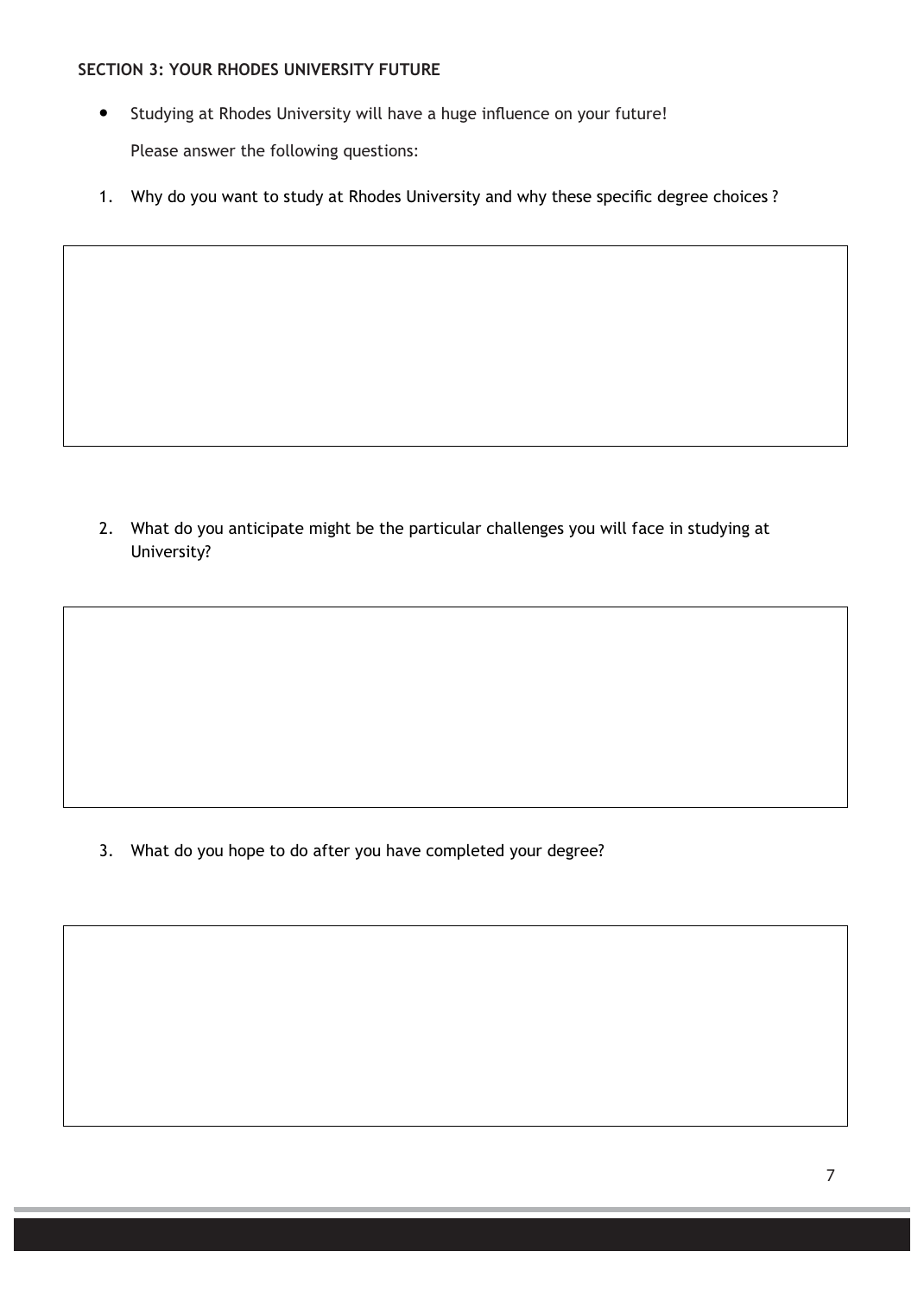**SECTION 3: YOUR RHODES UNIVERSITY FUTURE**

- Studying at Rhodes University will have a huge influence on your future!

  Please answer the following questions:

1. Why do you want to study at Rhodes University and why these specific degree choices ?

2. What do you anticipate might be the particular challenges you will face in studying at University?

3. What do you hope to do after you have completed your degree?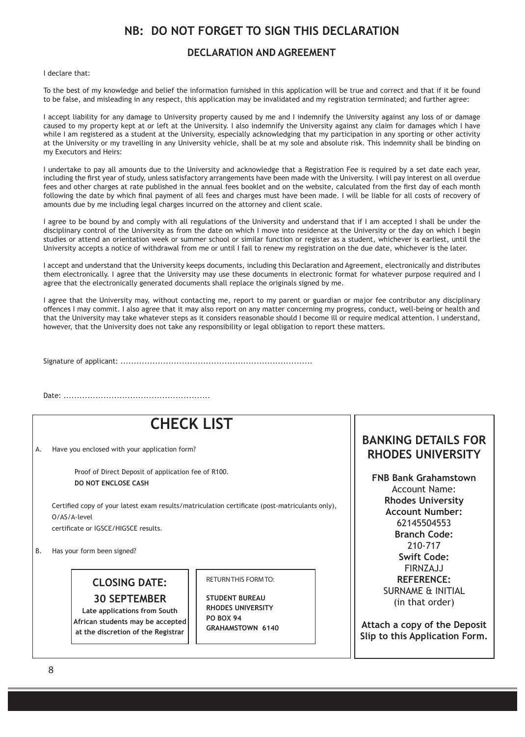## NB: DO NOT FORGET TO SIGN THIS DECLARATION

### DECLARATION AND AGREEMENT

I declare that:

To the best of my knowledge and belief the information furnished in this application will be true and correct and that if it be found to be false, and misleading in any respect, this application may be invalidated and my registration terminated; and further agree:

I accept liability for any damage to University property caused by me and I indemnify the University against any loss of or damage caused to my property kept at or left at the University. I also indemnify the University against any claim for damages which I have while I am registered as a student at the University, especially acknowledging that my participation in any sporting or other activity at the University or my travelling in any University vehicle, shall be at my sole and absolute risk. This indemnity shall be binding on my Executors and Heirs:

I undertake to pay all amounts due to the University and acknowledge that a Registration Fee is required by a set date each year, including the first year of study, unless satisfactory arrangements have been made with the University. I will pay interest on all overdue fees and other charges at rate published in the annual fees booklet and on the website, calculated from the first day of each month following the date by which final payment of all fees and charges must have been made. I will be liable for all costs of recovery of amounts due by me including legal charges incurred on the attorney and client scale.

I agree to be bound by and comply with all regulations of the University and understand that if I am accepted I shall be under the disciplinary control of the University as from the date on which I move into residence at the University or the day on which I begin studies or attend an orientation week or summer school or similar function or register as a student, whichever is earliest, until the University accepts a notice of withdrawal from me or until I fail to renew my registration on the due date, whichever is the later.

I accept and understand that the University keeps documents, including this Declaration and Agreement, electronically and distributes them electronically. I agree that the University may use these documents in electronic format for whatever purpose required and I agree that the electronically generated documents shall replace the originals signed by me.

I agree that the University may, without contacting me, report to my parent or guardian or major fee contributor any disciplinary offences I may commit. I also agree that it may also report on any matter concerning my progress, conduct, well-being or health and that the University may take whatever steps as it considers reasonable should I become ill or require medical attention. I understand, however, that the University does not take any responsibility or legal obligation to report these matters.

Signature of applicant: .......................................................................

Date: .......................................................

# CHECK LIST

A. Have you enclosed with your application form?

Proof of Direct Deposit of application fee of R100.
**DO NOT ENCLOSE CASH**

Certified copy of your latest exam results/matriculation certificate (post-matriculants only), O/AS/A-level certificate or IGSCE/HIGSCE results.

B. Has your form been signed?

**CLOSING DATE:**
**30 SEPTEMBER**
**Late applications from South African students may be accepted at the discretion of the Registrar**

RETURN THIS FORM TO:

**STUDENT BUREAU**
**RHODES UNIVERSITY**
**PO BOX 94**
**GRAHAMSTOWN 6140**

## BANKING DETAILS FOR RHODES UNIVERSITY

**FNB Bank Grahamstown**
Account Name:
**Rhodes University**
**Account Number:**
62145504553
**Branch Code:**
210-717
**Swift Code:**
FIRNZAJJ
**REFERENCE:**
SURNAME & INITIAL
(in that order)

**Attach a copy of the Deposit Slip to this Application Form.**